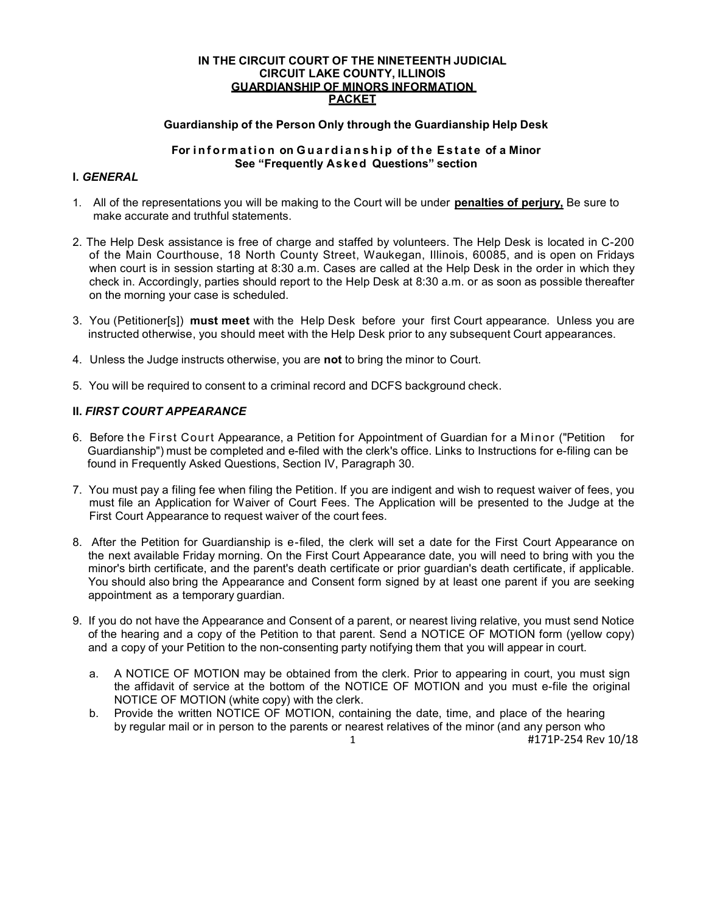**IN THE CIRCUIT COURT OF THE NINETEENTH JUDICIAL CIRCUIT LAKE COUNTY, ILLINOIS**
**GUARDIANSHIP OF MINORS INFORMATION PACKET**

**Guardianship of the Person Only through the Guardianship Help Desk**

**For information on Guardianship of the Estate of a Minor See "Frequently Asked Questions" section**

## I. *GENERAL*

1. All of the representations you will be making to the Court will be under **penalties of perjury,** Be sure to make accurate and truthful statements.

2. The Help Desk assistance is free of charge and staffed by volunteers. The Help Desk is located in C-200 of the Main Courthouse, 18 North County Street, Waukegan, Illinois, 60085, and is open on Fridays when court is in session starting at 8:30 a.m. Cases are called at the Help Desk in the order in which they check in. Accordingly, parties should report to the Help Desk at 8:30 a.m. or as soon as possible thereafter on the morning your case is scheduled.

3. You (Petitioner[s]) **must meet** with the Help Desk before your first Court appearance. Unless you are instructed otherwise, you should meet with the Help Desk prior to any subsequent Court appearances.

4. Unless the Judge instructs otherwise, you are **not** to bring the minor to Court.

5. You will be required to consent to a criminal record and DCFS background check.

## II. *FIRST COURT APPEARANCE*

6. Before the First Court Appearance, a Petition for Appointment of Guardian for a Minor ("Petition for Guardianship") must be completed and e-filed with the clerk's office. Links to Instructions for e-filing can be found in Frequently Asked Questions, Section IV, Paragraph 30.

7. You must pay a filing fee when filing the Petition. If you are indigent and wish to request waiver of fees, you must file an Application for Waiver of Court Fees. The Application will be presented to the Judge at the First Court Appearance to request waiver of the court fees.

8. After the Petition for Guardianship is e-filed, the clerk will set a date for the First Court Appearance on the next available Friday morning. On the First Court Appearance date, you will need to bring with you the minor's birth certificate, and the parent's death certificate or prior guardian's death certificate, if applicable. You should also bring the Appearance and Consent form signed by at least one parent if you are seeking appointment as a temporary guardian.

9. If you do not have the Appearance and Consent of a parent, or nearest living relative, you must send Notice of the hearing and a copy of the Petition to that parent. Send a NOTICE OF MOTION form (yellow copy) and a copy of your Petition to the non-consenting party notifying them that you will appear in court.

   a. A NOTICE OF MOTION may be obtained from the clerk. Prior to appearing in court, you must sign the affidavit of service at the bottom of the NOTICE OF MOTION and you must e-file the original NOTICE OF MOTION (white copy) with the clerk.

   b. Provide the written NOTICE OF MOTION, containing the date, time, and place of the hearing by regular mail or in person to the parents or nearest relatives of the minor (and any person who

#171P-254 Rev 10/18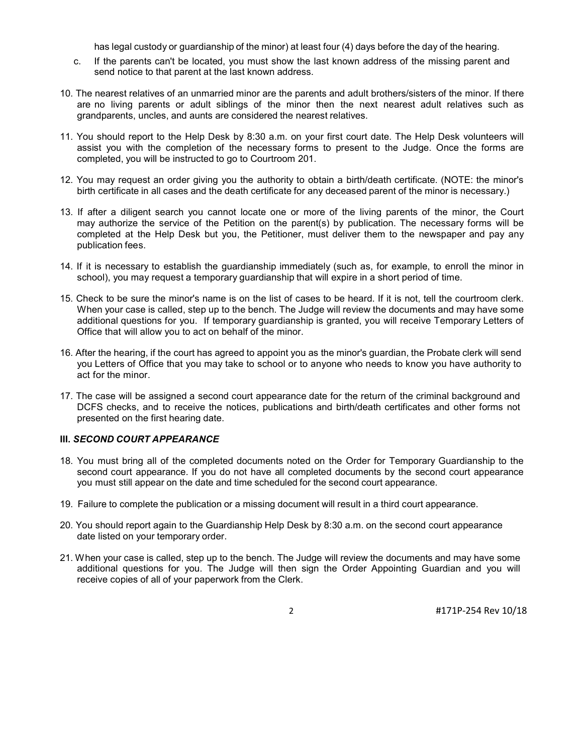has legal custody or guardianship of the minor) at least four (4) days before the day of the hearing.

c. If the parents can't be located, you must show the last known address of the missing parent and send notice to that parent at the last known address.

10. The nearest relatives of an unmarried minor are the parents and adult brothers/sisters of the minor. If there are no living parents or adult siblings of the minor then the next nearest adult relatives such as grandparents, uncles, and aunts are considered the nearest relatives.

11. You should report to the Help Desk by 8:30 a.m. on your first court date. The Help Desk volunteers will assist you with the completion of the necessary forms to present to the Judge. Once the forms are completed, you will be instructed to go to Courtroom 201.

12. You may request an order giving you the authority to obtain a birth/death certificate. (NOTE: the minor's birth certificate in all cases and the death certificate for any deceased parent of the minor is necessary.)

13. If after a diligent search you cannot locate one or more of the living parents of the minor, the Court may authorize the service of the Petition on the parent(s) by publication. The necessary forms will be completed at the Help Desk but you, the Petitioner, must deliver them to the newspaper and pay any publication fees.

14. If it is necessary to establish the guardianship immediately (such as, for example, to enroll the minor in school), you may request a temporary guardianship that will expire in a short period of time.

15. Check to be sure the minor's name is on the list of cases to be heard. If it is not, tell the courtroom clerk. When your case is called, step up to the bench. The Judge will review the documents and may have some additional questions for you. If temporary guardianship is granted, you will receive Temporary Letters of Office that will allow you to act on behalf of the minor.

16. After the hearing, if the court has agreed to appoint you as the minor's guardian, the Probate clerk will send you Letters of Office that you may take to school or to anyone who needs to know you have authority to act for the minor.

17. The case will be assigned a second court appearance date for the return of the criminal background and DCFS checks, and to receive the notices, publications and birth/death certificates and other forms not presented on the first hearing date.

### III. *SECOND COURT APPEARANCE*

18. You must bring all of the completed documents noted on the Order for Temporary Guardianship to the second court appearance. If you do not have all completed documents by the second court appearance you must still appear on the date and time scheduled for the second court appearance.

19. Failure to complete the publication or a missing document will result in a third court appearance.

20. You should report again to the Guardianship Help Desk by 8:30 a.m. on the second court appearance date listed on your temporary order.

21. When your case is called, step up to the bench. The Judge will review the documents and may have some additional questions for you. The Judge will then sign the Order Appointing Guardian and you will receive copies of all of your paperwork from the Clerk.

#171P-254 Rev 10/18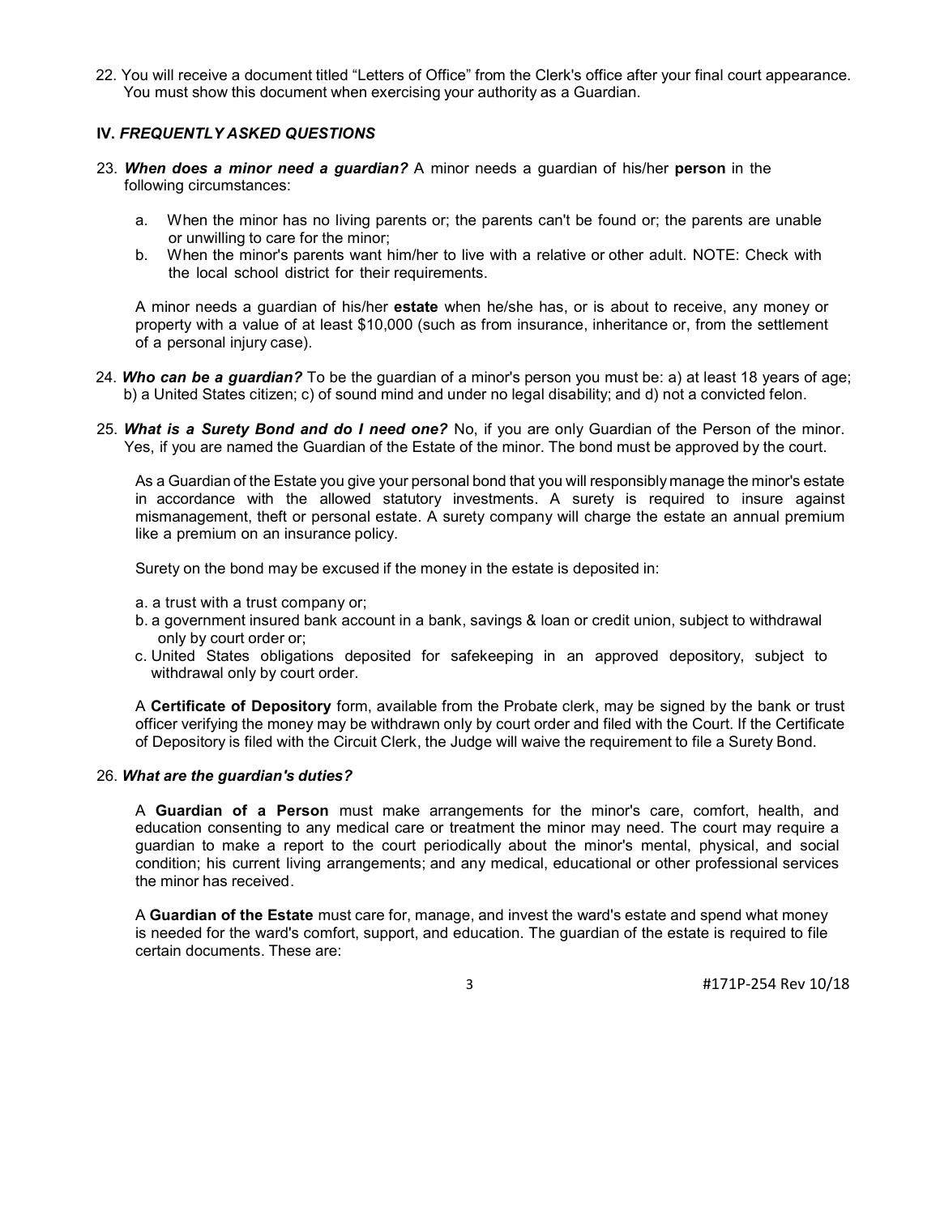22. You will receive a document titled "Letters of Office" from the Clerk's office after your final court appearance. You must show this document when exercising your authority as a Guardian.

## IV. *FREQUENTLY ASKED QUESTIONS*

23. ***When does a minor need a guardian?*** A minor needs a guardian of his/her **person** in the following circumstances:

    a. When the minor has no living parents or; the parents can't be found or; the parents are unable or unwilling to care for the minor;
    b. When the minor's parents want him/her to live with a relative or other adult. NOTE: Check with the local school district for their requirements.

    A minor needs a guardian of his/her **estate** when he/she has, or is about to receive, any money or property with a value of at least $10,000 (such as from insurance, inheritance or, from the settlement of a personal injury case).

24. ***Who can be a guardian?*** To be the guardian of a minor's person you must be: a) at least 18 years of age; b) a United States citizen; c) of sound mind and under no legal disability; and d) not a convicted felon.

25. ***What is a Surety Bond and do I need one?*** No, if you are only Guardian of the Person of the minor. Yes, if you are named the Guardian of the Estate of the minor. The bond must be approved by the court.

    As a Guardian of the Estate you give your personal bond that you will responsibly manage the minor's estate in accordance with the allowed statutory investments. A surety is required to insure against mismanagement, theft or personal estate. A surety company will charge the estate an annual premium like a premium on an insurance policy.

    Surety on the bond may be excused if the money in the estate is deposited in:

    a. a trust with a trust company or;
    b. a government insured bank account in a bank, savings & loan or credit union, subject to withdrawal only by court order or;
    c. United States obligations deposited for safekeeping in an approved depository, subject to withdrawal only by court order.

    A **Certificate of Depository** form, available from the Probate clerk, may be signed by the bank or trust officer verifying the money may be withdrawn only by court order and filed with the Court. If the Certificate of Depository is filed with the Circuit Clerk, the Judge will waive the requirement to file a Surety Bond.

26. ***What are the guardian's duties?***

    A **Guardian of a Person** must make arrangements for the minor's care, comfort, health, and education consenting to any medical care or treatment the minor may need. The court may require a guardian to make a report to the court periodically about the minor's mental, physical, and social condition; his current living arrangements; and any medical, educational or other professional services the minor has received.

    A **Guardian of the Estate** must care for, manage, and invest the ward's estate and spend what money is needed for the ward's comfort, support, and education. The guardian of the estate is required to file certain documents. These are:

#171P-254 Rev 10/18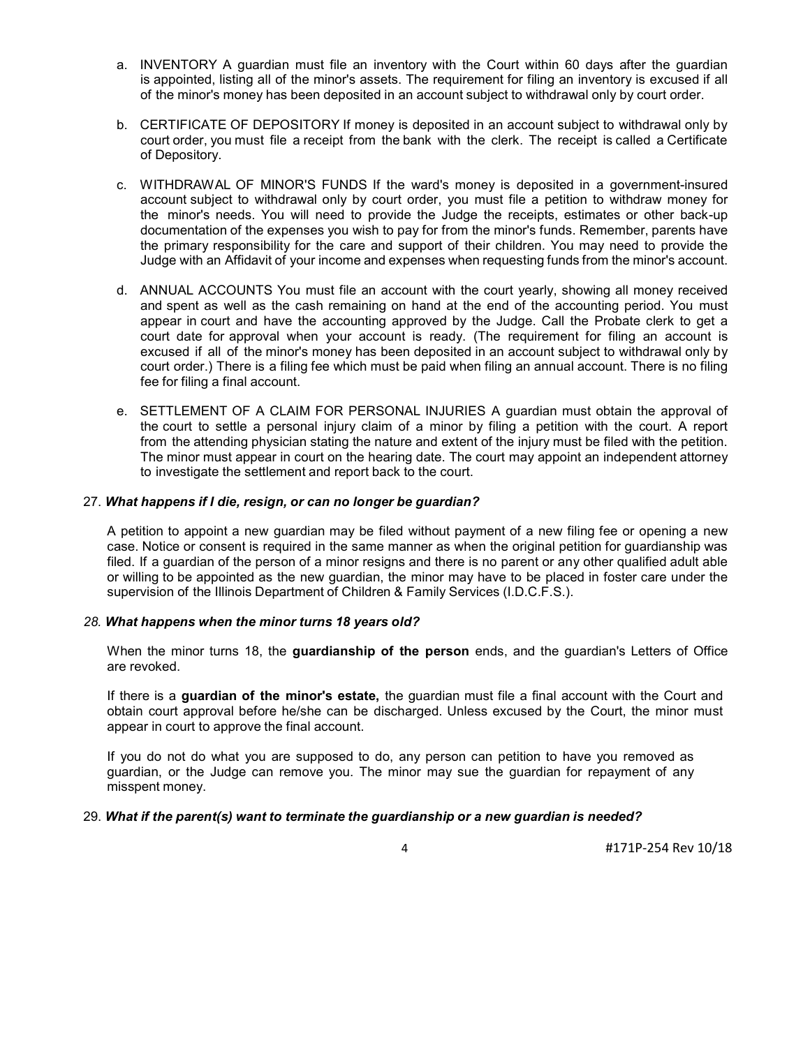a. INVENTORY A guardian must file an inventory with the Court within 60 days after the guardian is appointed, listing all of the minor's assets. The requirement for filing an inventory is excused if all of the minor's money has been deposited in an account subject to withdrawal only by court order.

b. CERTIFICATE OF DEPOSITORY If money is deposited in an account subject to withdrawal only by court order, you must file a receipt from the bank with the clerk. The receipt is called a Certificate of Depository.

c. WITHDRAWAL OF MINOR'S FUNDS If the ward's money is deposited in a government-insured account subject to withdrawal only by court order, you must file a petition to withdraw money for the minor's needs. You will need to provide the Judge the receipts, estimates or other back-up documentation of the expenses you wish to pay for from the minor's funds. Remember, parents have the primary responsibility for the care and support of their children. You may need to provide the Judge with an Affidavit of your income and expenses when requesting funds from the minor's account.

d. ANNUAL ACCOUNTS You must file an account with the court yearly, showing all money received and spent as well as the cash remaining on hand at the end of the accounting period. You must appear in court and have the accounting approved by the Judge. Call the Probate clerk to get a court date for approval when your account is ready. (The requirement for filing an account is excused if all of the minor's money has been deposited in an account subject to withdrawal only by court order.) There is a filing fee which must be paid when filing an annual account. There is no filing fee for filing a final account.

e. SETTLEMENT OF A CLAIM FOR PERSONAL INJURIES A guardian must obtain the approval of the court to settle a personal injury claim of a minor by filing a petition with the court. A report from the attending physician stating the nature and extent of the injury must be filed with the petition. The minor must appear in court on the hearing date. The court may appoint an independent attorney to investigate the settlement and report back to the court.

27. ***What happens if I die, resign, or can no longer be guardian?***

A petition to appoint a new guardian may be filed without payment of a new filing fee or opening a new case. Notice or consent is required in the same manner as when the original petition for guardianship was filed. If a guardian of the person of a minor resigns and there is no parent or any other qualified adult able or willing to be appointed as the new guardian, the minor may have to be placed in foster care under the supervision of the Illinois Department of Children & Family Services (I.D.C.F.S.).

*28.* ***What happens when the minor turns 18 years old?***

When the minor turns 18, the **guardianship of the person** ends, and the guardian's Letters of Office are revoked.

If there is a **guardian of the minor's estate,** the guardian must file a final account with the Court and obtain court approval before he/she can be discharged. Unless excused by the Court, the minor must appear in court to approve the final account.

If you do not do what you are supposed to do, any person can petition to have you removed as guardian, or the Judge can remove you. The minor may sue the guardian for repayment of any misspent money.

29. ***What if the parent(s) want to terminate the guardianship or a new guardian is needed?***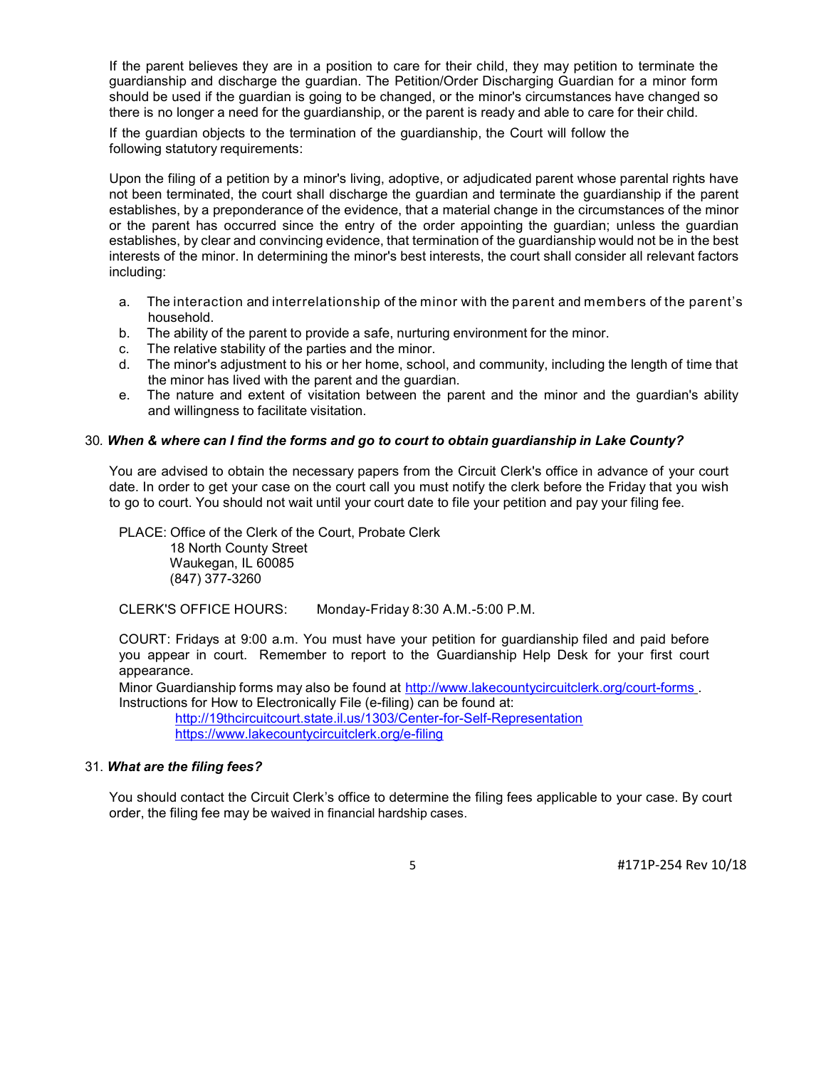If the parent believes they are in a position to care for their child, they may petition to terminate the guardianship and discharge the guardian. The Petition/Order Discharging Guardian for a minor form should be used if the guardian is going to be changed, or the minor's circumstances have changed so there is no longer a need for the guardianship, or the parent is ready and able to care for their child.

If the guardian objects to the termination of the guardianship, the Court will follow the following statutory requirements:

Upon the filing of a petition by a minor's living, adoptive, or adjudicated parent whose parental rights have not been terminated, the court shall discharge the guardian and terminate the guardianship if the parent establishes, by a preponderance of the evidence, that a material change in the circumstances of the minor or the parent has occurred since the entry of the order appointing the guardian; unless the guardian establishes, by clear and convincing evidence, that termination of the guardianship would not be in the best interests of the minor. In determining the minor's best interests, the court shall consider all relevant factors including:

a. The interaction and interrelationship of the minor with the parent and members of the parent's household.
b. The ability of the parent to provide a safe, nurturing environment for the minor.
c. The relative stability of the parties and the minor.
d. The minor's adjustment to his or her home, school, and community, including the length of time that the minor has lived with the parent and the guardian.
e. The nature and extent of visitation between the parent and the minor and the guardian's ability and willingness to facilitate visitation.

30. ***When & where can I find the forms and go to court to obtain guardianship in Lake County?***

You are advised to obtain the necessary papers from the Circuit Clerk's office in advance of your court date. In order to get your case on the court call you must notify the clerk before the Friday that you wish to go to court. You should not wait until your court date to file your petition and pay your filing fee.

PLACE: Office of the Clerk of the Court, Probate Clerk
18 North County Street
Waukegan, IL 60085
(847) 377-3260

CLERK'S OFFICE HOURS: Monday-Friday 8:30 A.M.-5:00 P.M.

COURT: Fridays at 9:00 a.m. You must have your petition for guardianship filed and paid before you appear in court. Remember to report to the Guardianship Help Desk for your first court appearance.

Minor Guardianship forms may also be found at http://www.lakecountycircuitclerk.org/court-forms .
Instructions for How to Electronically File (e-filing) can be found at:
http://19thcircuitcourt.state.il.us/1303/Center-for-Self-Representation
https://www.lakecountycircuitclerk.org/e-filing

31. ***What are the filing fees?***

You should contact the Circuit Clerk's office to determine the filing fees applicable to your case. By court order, the filing fee may be waived in financial hardship cases.

#171P-254 Rev 10/18